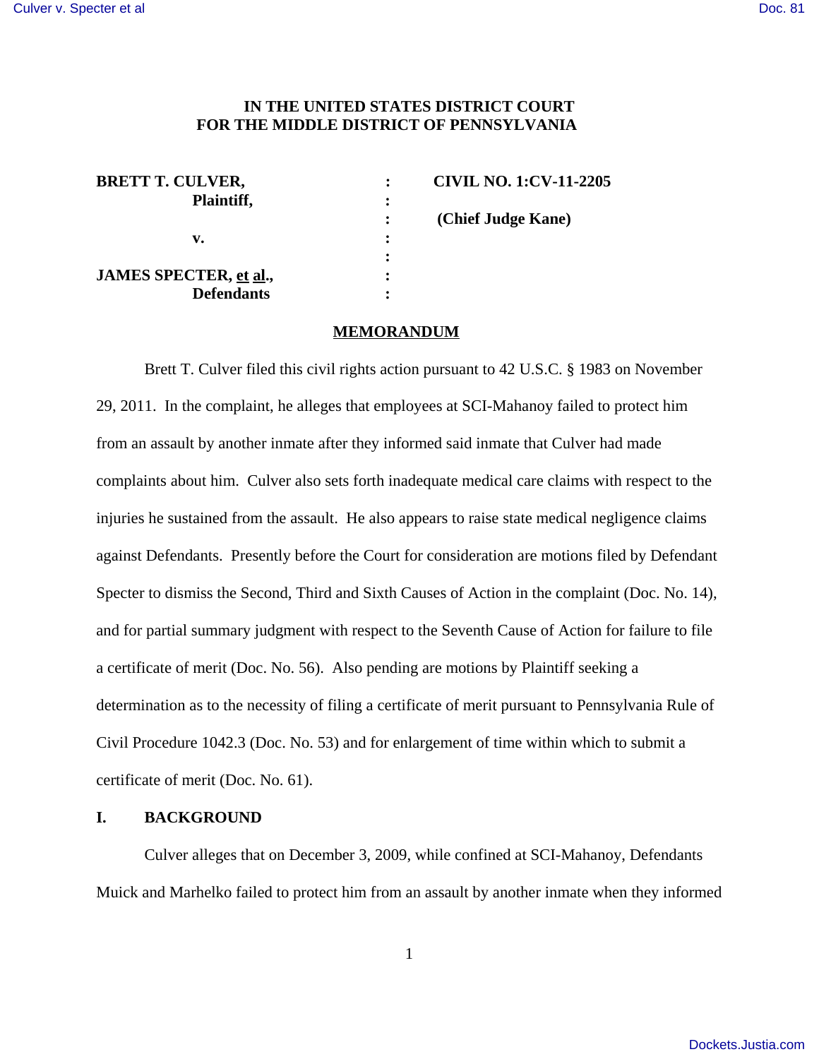**IN THE UNITED STATES DISTRICT COURT**
**FOR THE MIDDLE DISTRICT OF PENNSYLVANIA**

| | | |
|---|---|---|
| **BRETT T. CULVER,** | : | **CIVIL NO. 1:CV-11-2205** |
| **Plaintiff,** | : | |
| | : | **(Chief Judge Kane)** |
| **v.** | : | |
| | : | |
| **JAMES SPECTER, et al.,** | : | |
| **Defendants** | : | |

## MEMORANDUM

Brett T. Culver filed this civil rights action pursuant to 42 U.S.C. § 1983 on November 29, 2011. In the complaint, he alleges that employees at SCI-Mahanoy failed to protect him from an assault by another inmate after they informed said inmate that Culver had made complaints about him. Culver also sets forth inadequate medical care claims with respect to the injuries he sustained from the assault. He also appears to raise state medical negligence claims against Defendants. Presently before the Court for consideration are motions filed by Defendant Specter to dismiss the Second, Third and Sixth Causes of Action in the complaint (Doc. No. 14), and for partial summary judgment with respect to the Seventh Cause of Action for failure to file a certificate of merit (Doc. No. 56). Also pending are motions by Plaintiff seeking a determination as to the necessity of filing a certificate of merit pursuant to Pennsylvania Rule of Civil Procedure 1042.3 (Doc. No. 53) and for enlargement of time within which to submit a certificate of merit (Doc. No. 61).

## I. BACKGROUND

Culver alleges that on December 3, 2009, while confined at SCI-Mahanoy, Defendants Muick and Marhelko failed to protect him from an assault by another inmate when they informed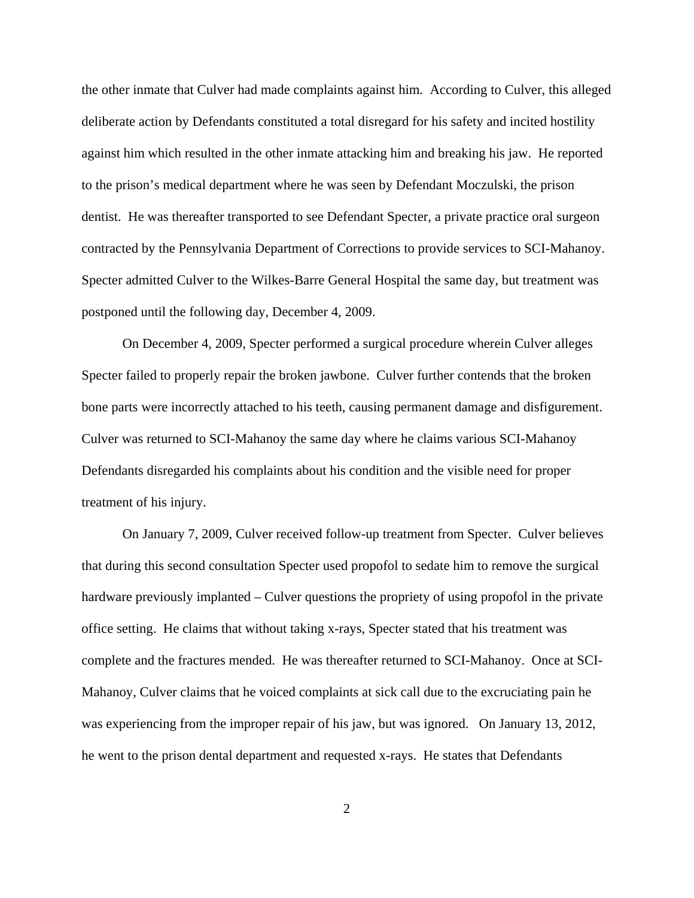the other inmate that Culver had made complaints against him. According to Culver, this alleged deliberate action by Defendants constituted a total disregard for his safety and incited hostility against him which resulted in the other inmate attacking him and breaking his jaw. He reported to the prison's medical department where he was seen by Defendant Moczulski, the prison dentist. He was thereafter transported to see Defendant Specter, a private practice oral surgeon contracted by the Pennsylvania Department of Corrections to provide services to SCI-Mahanoy. Specter admitted Culver to the Wilkes-Barre General Hospital the same day, but treatment was postponed until the following day, December 4, 2009.

On December 4, 2009, Specter performed a surgical procedure wherein Culver alleges Specter failed to properly repair the broken jawbone. Culver further contends that the broken bone parts were incorrectly attached to his teeth, causing permanent damage and disfigurement. Culver was returned to SCI-Mahanoy the same day where he claims various SCI-Mahanoy Defendants disregarded his complaints about his condition and the visible need for proper treatment of his injury.

On January 7, 2009, Culver received follow-up treatment from Specter. Culver believes that during this second consultation Specter used propofol to sedate him to remove the surgical hardware previously implanted – Culver questions the propriety of using propofol in the private office setting. He claims that without taking x-rays, Specter stated that his treatment was complete and the fractures mended. He was thereafter returned to SCI-Mahanoy. Once at SCI-Mahanoy, Culver claims that he voiced complaints at sick call due to the excruciating pain he was experiencing from the improper repair of his jaw, but was ignored. On January 13, 2012, he went to the prison dental department and requested x-rays. He states that Defendants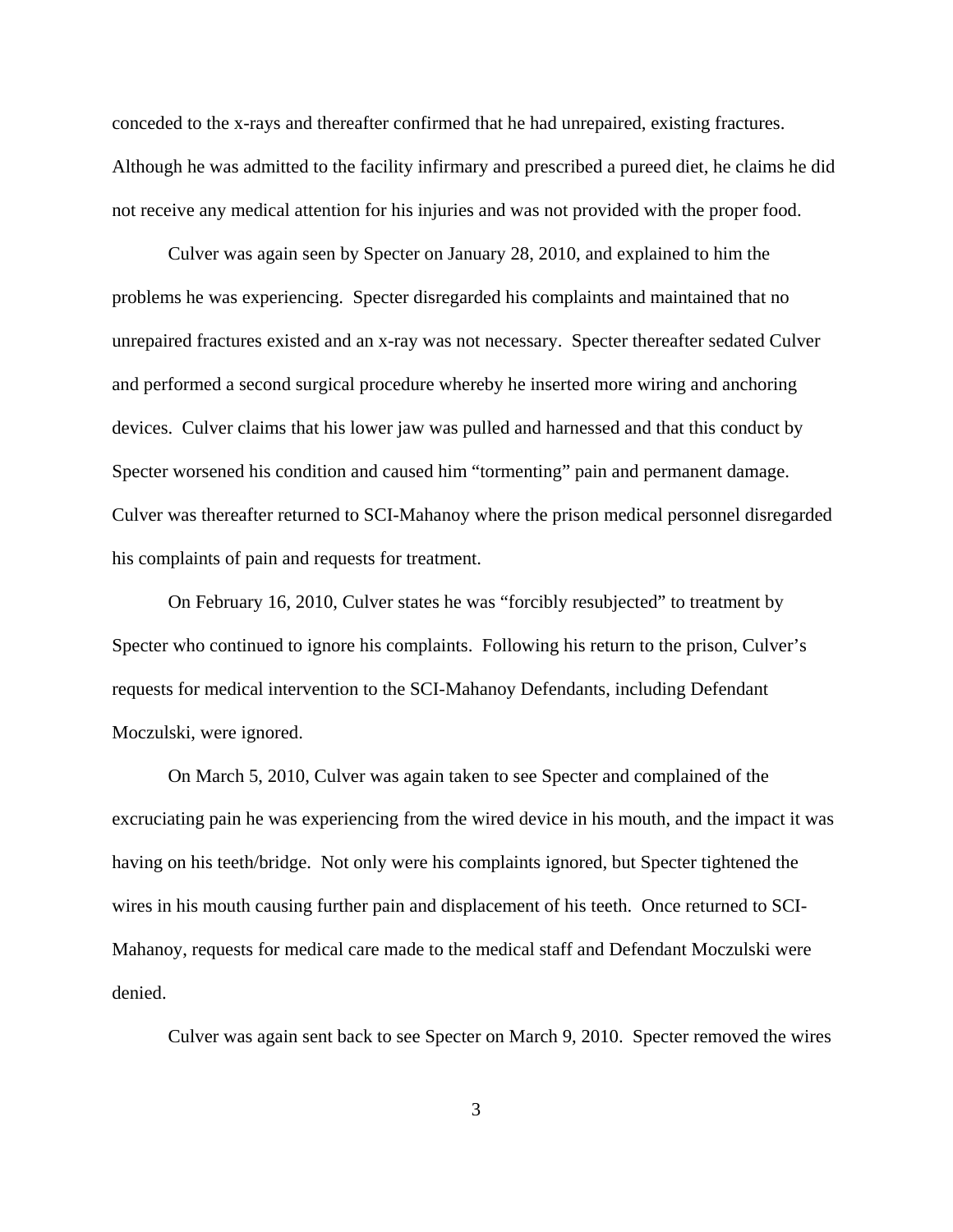conceded to the x-rays and thereafter confirmed that he had unrepaired, existing fractures. Although he was admitted to the facility infirmary and prescribed a pureed diet, he claims he did not receive any medical attention for his injuries and was not provided with the proper food.

Culver was again seen by Specter on January 28, 2010, and explained to him the problems he was experiencing. Specter disregarded his complaints and maintained that no unrepaired fractures existed and an x-ray was not necessary. Specter thereafter sedated Culver and performed a second surgical procedure whereby he inserted more wiring and anchoring devices. Culver claims that his lower jaw was pulled and harnessed and that this conduct by Specter worsened his condition and caused him "tormenting" pain and permanent damage. Culver was thereafter returned to SCI-Mahanoy where the prison medical personnel disregarded his complaints of pain and requests for treatment.

On February 16, 2010, Culver states he was "forcibly resubjected" to treatment by Specter who continued to ignore his complaints. Following his return to the prison, Culver's requests for medical intervention to the SCI-Mahanoy Defendants, including Defendant Moczulski, were ignored.

On March 5, 2010, Culver was again taken to see Specter and complained of the excruciating pain he was experiencing from the wired device in his mouth, and the impact it was having on his teeth/bridge. Not only were his complaints ignored, but Specter tightened the wires in his mouth causing further pain and displacement of his teeth. Once returned to SCI-Mahanoy, requests for medical care made to the medical staff and Defendant Moczulski were denied.

Culver was again sent back to see Specter on March 9, 2010. Specter removed the wires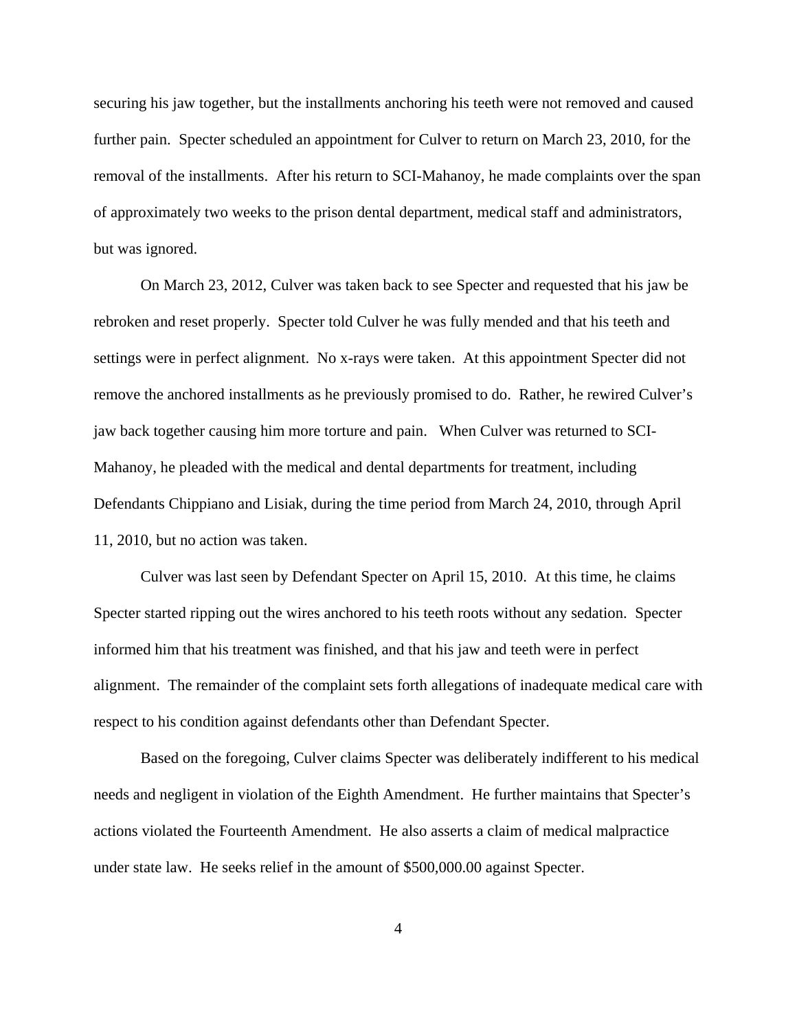securing his jaw together, but the installments anchoring his teeth were not removed and caused further pain. Specter scheduled an appointment for Culver to return on March 23, 2010, for the removal of the installments. After his return to SCI-Mahanoy, he made complaints over the span of approximately two weeks to the prison dental department, medical staff and administrators, but was ignored.

On March 23, 2012, Culver was taken back to see Specter and requested that his jaw be rebroken and reset properly. Specter told Culver he was fully mended and that his teeth and settings were in perfect alignment. No x-rays were taken. At this appointment Specter did not remove the anchored installments as he previously promised to do. Rather, he rewired Culver's jaw back together causing him more torture and pain. When Culver was returned to SCI-Mahanoy, he pleaded with the medical and dental departments for treatment, including Defendants Chippiano and Lisiak, during the time period from March 24, 2010, through April 11, 2010, but no action was taken.

Culver was last seen by Defendant Specter on April 15, 2010. At this time, he claims Specter started ripping out the wires anchored to his teeth roots without any sedation. Specter informed him that his treatment was finished, and that his jaw and teeth were in perfect alignment. The remainder of the complaint sets forth allegations of inadequate medical care with respect to his condition against defendants other than Defendant Specter.

Based on the foregoing, Culver claims Specter was deliberately indifferent to his medical needs and negligent in violation of the Eighth Amendment. He further maintains that Specter's actions violated the Fourteenth Amendment. He also asserts a claim of medical malpractice under state law. He seeks relief in the amount of $500,000.00 against Specter.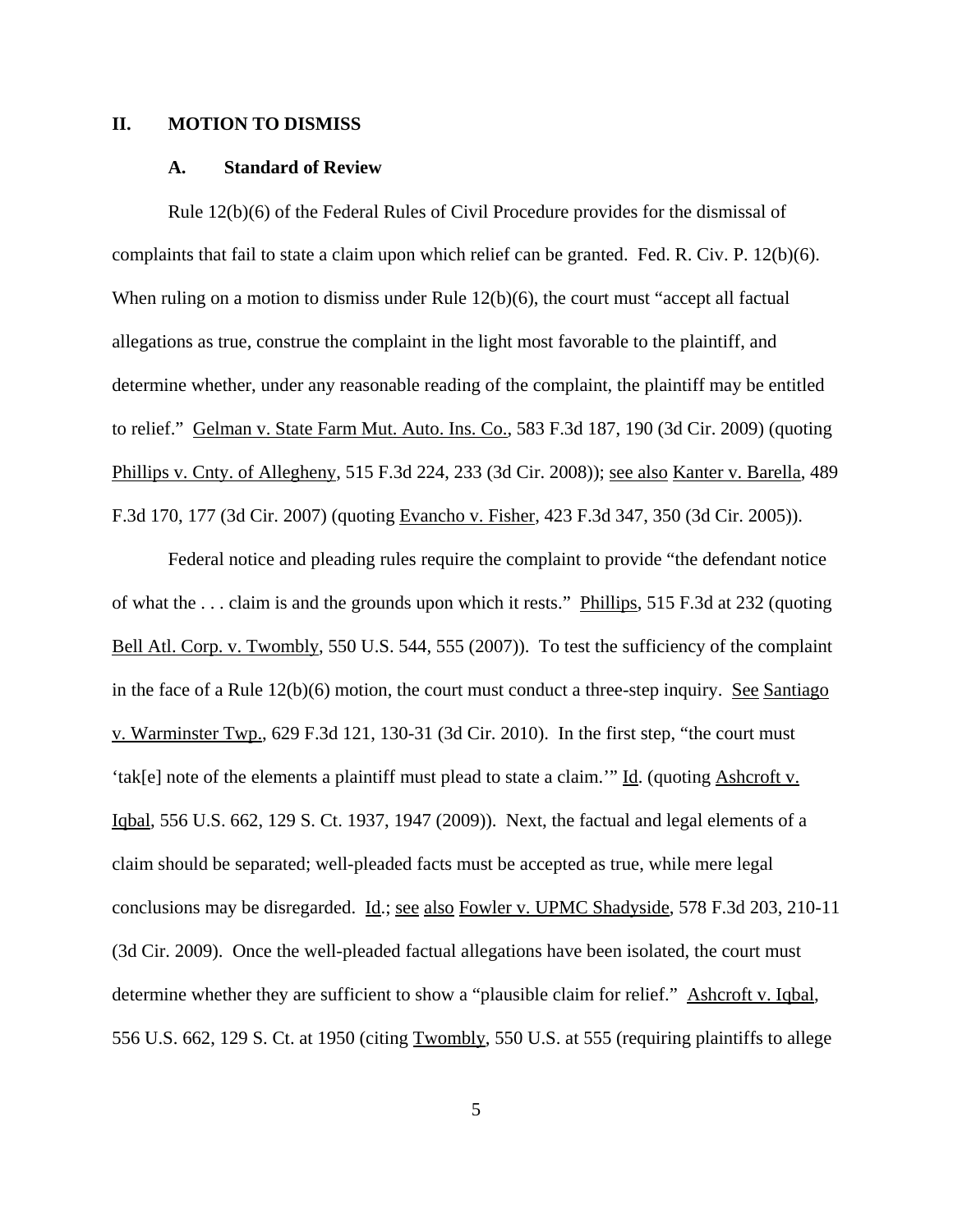## II. MOTION TO DISMISS

### A. Standard of Review

Rule 12(b)(6) of the Federal Rules of Civil Procedure provides for the dismissal of complaints that fail to state a claim upon which relief can be granted. Fed. R. Civ. P. 12(b)(6). When ruling on a motion to dismiss under Rule 12(b)(6), the court must "accept all factual allegations as true, construe the complaint in the light most favorable to the plaintiff, and determine whether, under any reasonable reading of the complaint, the plaintiff may be entitled to relief." Gelman v. State Farm Mut. Auto. Ins. Co., 583 F.3d 187, 190 (3d Cir. 2009) (quoting Phillips v. Cnty. of Allegheny, 515 F.3d 224, 233 (3d Cir. 2008)); see also Kanter v. Barella, 489 F.3d 170, 177 (3d Cir. 2007) (quoting Evancho v. Fisher, 423 F.3d 347, 350 (3d Cir. 2005)).

Federal notice and pleading rules require the complaint to provide "the defendant notice of what the . . . claim is and the grounds upon which it rests." Phillips, 515 F.3d at 232 (quoting Bell Atl. Corp. v. Twombly, 550 U.S. 544, 555 (2007)). To test the sufficiency of the complaint in the face of a Rule 12(b)(6) motion, the court must conduct a three-step inquiry. See Santiago v. Warminster Twp., 629 F.3d 121, 130-31 (3d Cir. 2010). In the first step, "the court must 'tak[e] note of the elements a plaintiff must plead to state a claim.'" Id. (quoting Ashcroft v. Iqbal, 556 U.S. 662, 129 S. Ct. 1937, 1947 (2009)). Next, the factual and legal elements of a claim should be separated; well-pleaded facts must be accepted as true, while mere legal conclusions may be disregarded. Id.; see also Fowler v. UPMC Shadyside, 578 F.3d 203, 210-11 (3d Cir. 2009). Once the well-pleaded factual allegations have been isolated, the court must determine whether they are sufficient to show a "plausible claim for relief." Ashcroft v. Iqbal, 556 U.S. 662, 129 S. Ct. at 1950 (citing Twombly, 550 U.S. at 555 (requiring plaintiffs to allege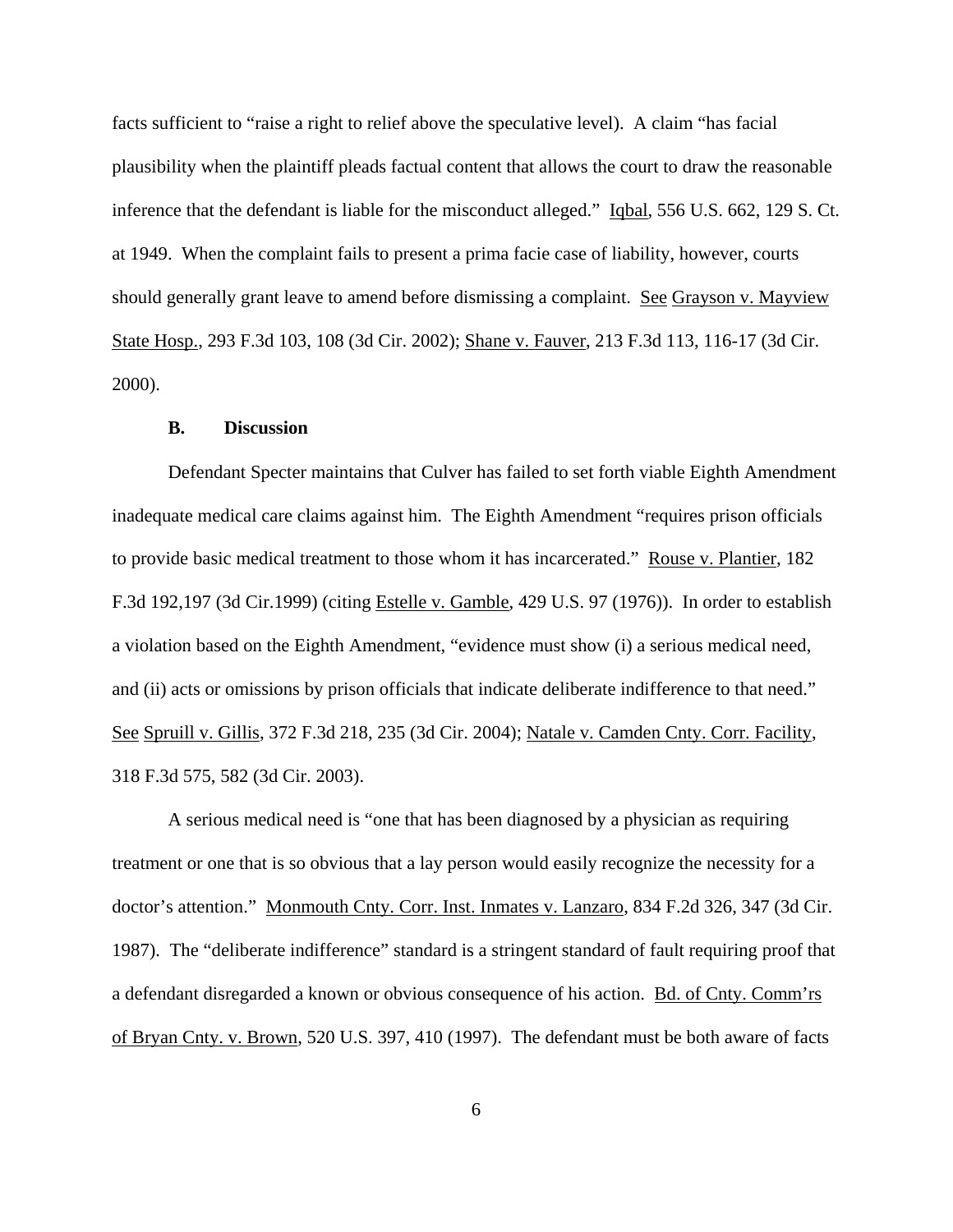facts sufficient to "raise a right to relief above the speculative level). A claim "has facial plausibility when the plaintiff pleads factual content that allows the court to draw the reasonable inference that the defendant is liable for the misconduct alleged." Iqbal, 556 U.S. 662, 129 S. Ct. at 1949. When the complaint fails to present a prima facie case of liability, however, courts should generally grant leave to amend before dismissing a complaint. See Grayson v. Mayview State Hosp., 293 F.3d 103, 108 (3d Cir. 2002); Shane v. Fauver, 213 F.3d 113, 116-17 (3d Cir. 2000).

### B. Discussion

Defendant Specter maintains that Culver has failed to set forth viable Eighth Amendment inadequate medical care claims against him. The Eighth Amendment "requires prison officials to provide basic medical treatment to those whom it has incarcerated." Rouse v. Plantier, 182 F.3d 192,197 (3d Cir.1999) (citing Estelle v. Gamble, 429 U.S. 97 (1976)). In order to establish a violation based on the Eighth Amendment, "evidence must show (i) a serious medical need, and (ii) acts or omissions by prison officials that indicate deliberate indifference to that need." See Spruill v. Gillis, 372 F.3d 218, 235 (3d Cir. 2004); Natale v. Camden Cnty. Corr. Facility, 318 F.3d 575, 582 (3d Cir. 2003).

A serious medical need is "one that has been diagnosed by a physician as requiring treatment or one that is so obvious that a lay person would easily recognize the necessity for a doctor's attention." Monmouth Cnty. Corr. Inst. Inmates v. Lanzaro, 834 F.2d 326, 347 (3d Cir. 1987). The "deliberate indifference" standard is a stringent standard of fault requiring proof that a defendant disregarded a known or obvious consequence of his action. Bd. of Cnty. Comm'rs of Bryan Cnty. v. Brown, 520 U.S. 397, 410 (1997). The defendant must be both aware of facts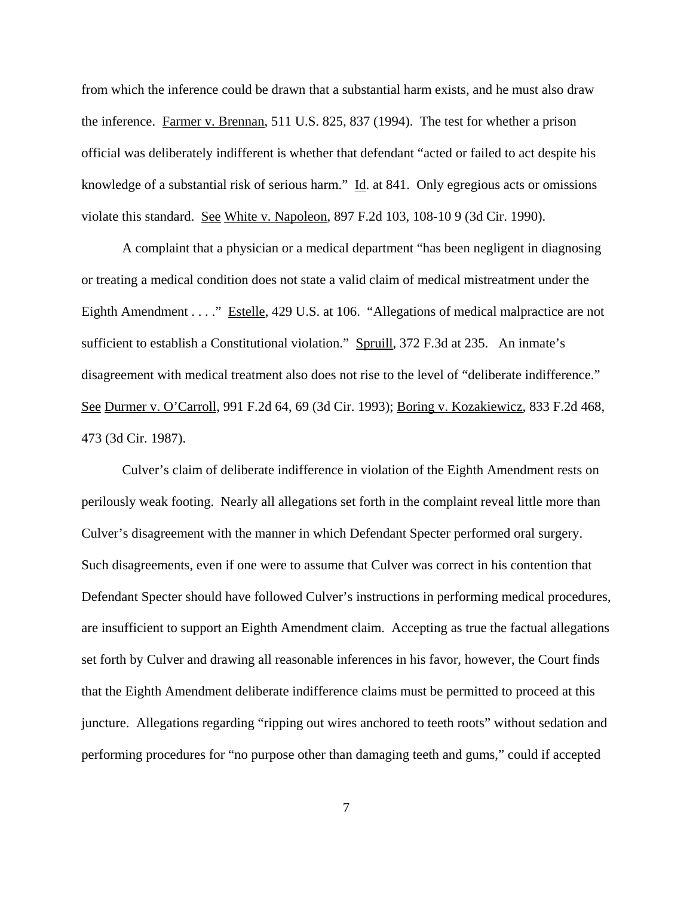from which the inference could be drawn that a substantial harm exists, and he must also draw the inference. Farmer v. Brennan, 511 U.S. 825, 837 (1994). The test for whether a prison official was deliberately indifferent is whether that defendant "acted or failed to act despite his knowledge of a substantial risk of serious harm." Id. at 841. Only egregious acts or omissions violate this standard. See White v. Napoleon, 897 F.2d 103, 108-10 9 (3d Cir. 1990).

A complaint that a physician or a medical department "has been negligent in diagnosing or treating a medical condition does not state a valid claim of medical mistreatment under the Eighth Amendment . . . ." Estelle, 429 U.S. at 106. "Allegations of medical malpractice are not sufficient to establish a Constitutional violation." Spruill, 372 F.3d at 235. An inmate's disagreement with medical treatment also does not rise to the level of "deliberate indifference." See Durmer v. O'Carroll, 991 F.2d 64, 69 (3d Cir. 1993); Boring v. Kozakiewicz, 833 F.2d 468, 473 (3d Cir. 1987).

Culver's claim of deliberate indifference in violation of the Eighth Amendment rests on perilously weak footing. Nearly all allegations set forth in the complaint reveal little more than Culver's disagreement with the manner in which Defendant Specter performed oral surgery. Such disagreements, even if one were to assume that Culver was correct in his contention that Defendant Specter should have followed Culver's instructions in performing medical procedures, are insufficient to support an Eighth Amendment claim. Accepting as true the factual allegations set forth by Culver and drawing all reasonable inferences in his favor, however, the Court finds that the Eighth Amendment deliberate indifference claims must be permitted to proceed at this juncture. Allegations regarding "ripping out wires anchored to teeth roots" without sedation and performing procedures for "no purpose other than damaging teeth and gums," could if accepted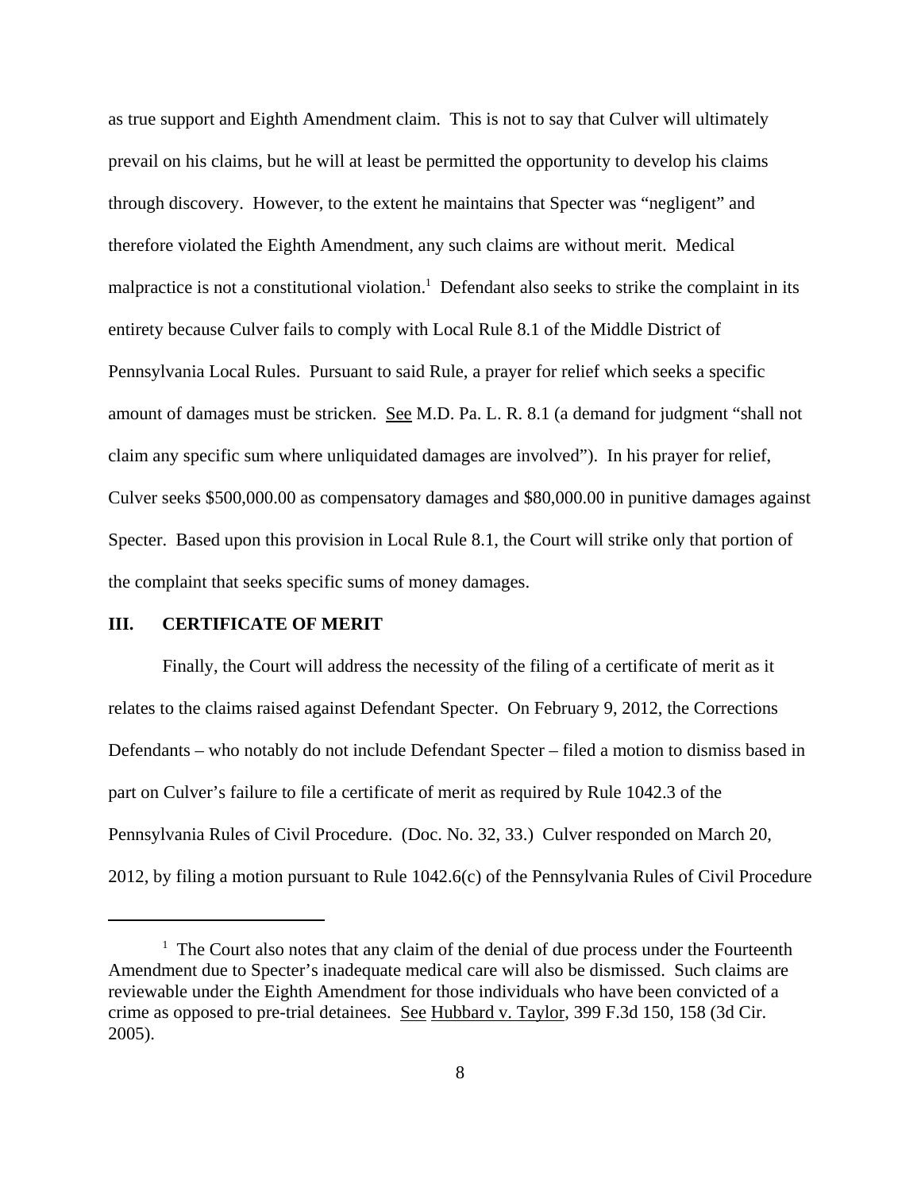as true support and Eighth Amendment claim. This is not to say that Culver will ultimately prevail on his claims, but he will at least be permitted the opportunity to develop his claims through discovery. However, to the extent he maintains that Specter was "negligent" and therefore violated the Eighth Amendment, any such claims are without merit. Medical malpractice is not a constitutional violation.[1] Defendant also seeks to strike the complaint in its entirety because Culver fails to comply with Local Rule 8.1 of the Middle District of Pennsylvania Local Rules. Pursuant to said Rule, a prayer for relief which seeks a specific amount of damages must be stricken. See M.D. Pa. L. R. 8.1 (a demand for judgment "shall not claim any specific sum where unliquidated damages are involved"). In his prayer for relief, Culver seeks $500,000.00 as compensatory damages and $80,000.00 in punitive damages against Specter. Based upon this provision in Local Rule 8.1, the Court will strike only that portion of the complaint that seeks specific sums of money damages.

## III. CERTIFICATE OF MERIT

Finally, the Court will address the necessity of the filing of a certificate of merit as it relates to the claims raised against Defendant Specter. On February 9, 2012, the Corrections Defendants – who notably do not include Defendant Specter – filed a motion to dismiss based in part on Culver's failure to file a certificate of merit as required by Rule 1042.3 of the Pennsylvania Rules of Civil Procedure. (Doc. No. 32, 33.) Culver responded on March 20, 2012, by filing a motion pursuant to Rule 1042.6(c) of the Pennsylvania Rules of Civil Procedure

---

[1] The Court also notes that any claim of the denial of due process under the Fourteenth Amendment due to Specter's inadequate medical care will also be dismissed. Such claims are reviewable under the Eighth Amendment for those individuals who have been convicted of a crime as opposed to pre-trial detainees. See Hubbard v. Taylor, 399 F.3d 150, 158 (3d Cir. 2005).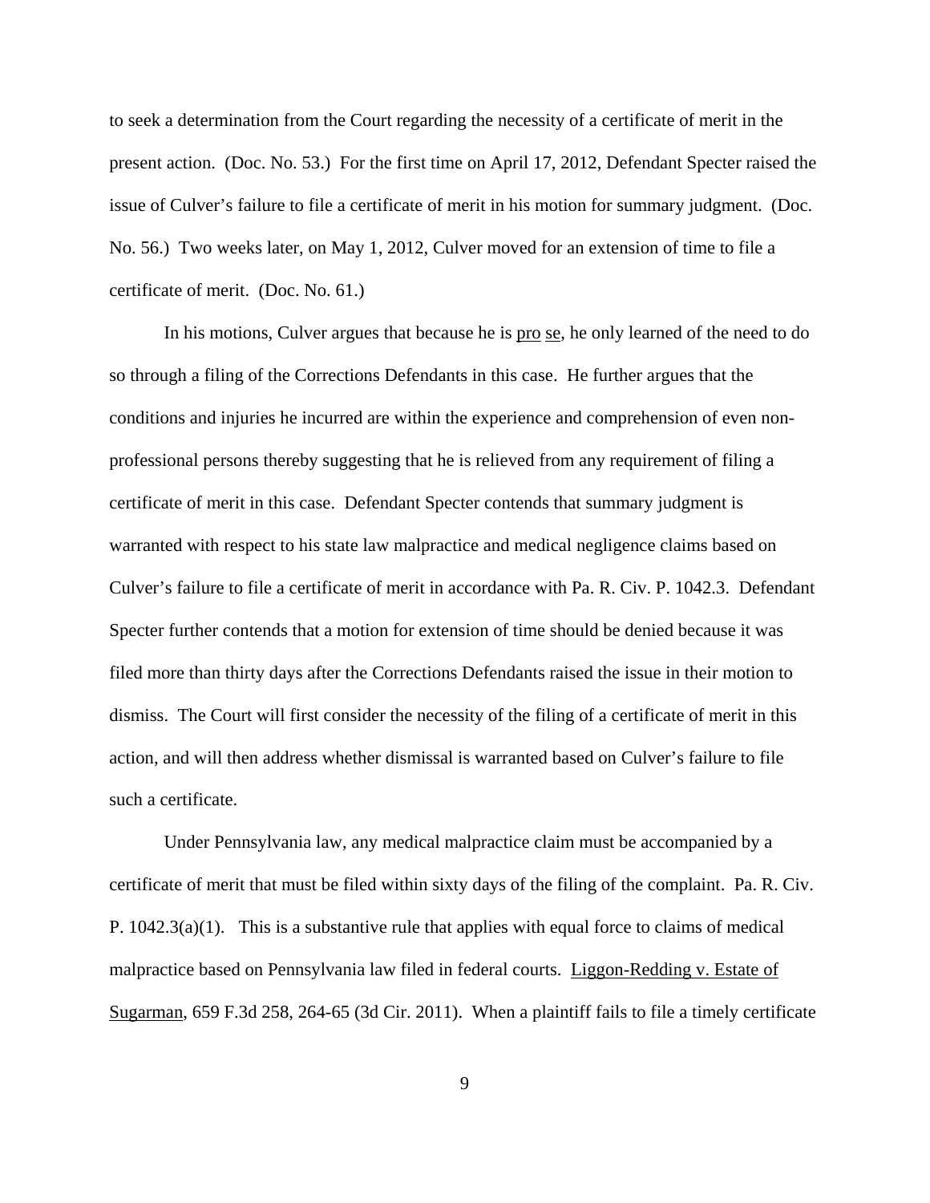to seek a determination from the Court regarding the necessity of a certificate of merit in the present action. (Doc. No. 53.) For the first time on April 17, 2012, Defendant Specter raised the issue of Culver's failure to file a certificate of merit in his motion for summary judgment. (Doc. No. 56.) Two weeks later, on May 1, 2012, Culver moved for an extension of time to file a certificate of merit. (Doc. No. 61.)

In his motions, Culver argues that because he is pro se, he only learned of the need to do so through a filing of the Corrections Defendants in this case. He further argues that the conditions and injuries he incurred are within the experience and comprehension of even non-professional persons thereby suggesting that he is relieved from any requirement of filing a certificate of merit in this case. Defendant Specter contends that summary judgment is warranted with respect to his state law malpractice and medical negligence claims based on Culver's failure to file a certificate of merit in accordance with Pa. R. Civ. P. 1042.3. Defendant Specter further contends that a motion for extension of time should be denied because it was filed more than thirty days after the Corrections Defendants raised the issue in their motion to dismiss. The Court will first consider the necessity of the filing of a certificate of merit in this action, and will then address whether dismissal is warranted based on Culver's failure to file such a certificate.

Under Pennsylvania law, any medical malpractice claim must be accompanied by a certificate of merit that must be filed within sixty days of the filing of the complaint. Pa. R. Civ. P. 1042.3(a)(1). This is a substantive rule that applies with equal force to claims of medical malpractice based on Pennsylvania law filed in federal courts. Liggon-Redding v. Estate of Sugarman, 659 F.3d 258, 264-65 (3d Cir. 2011). When a plaintiff fails to file a timely certificate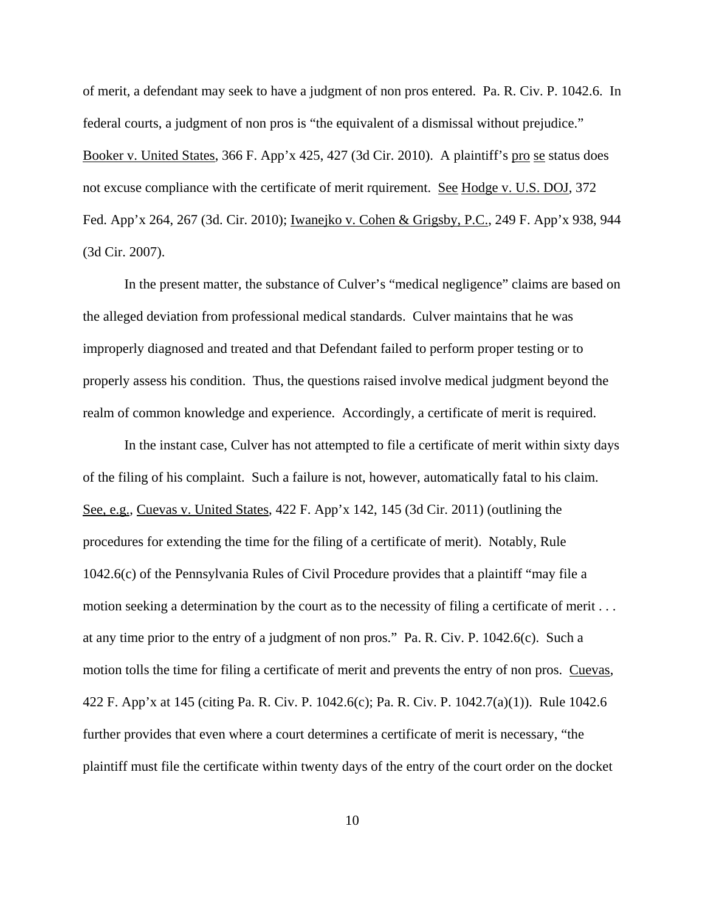of merit, a defendant may seek to have a judgment of non pros entered. Pa. R. Civ. P. 1042.6. In federal courts, a judgment of non pros is "the equivalent of a dismissal without prejudice." Booker v. United States, 366 F. App'x 425, 427 (3d Cir. 2010). A plaintiff's pro se status does not excuse compliance with the certificate of merit rquirement. See Hodge v. U.S. DOJ, 372 Fed. App'x 264, 267 (3d. Cir. 2010); Iwanejko v. Cohen & Grigsby, P.C., 249 F. App'x 938, 944 (3d Cir. 2007).

In the present matter, the substance of Culver's "medical negligence" claims are based on the alleged deviation from professional medical standards. Culver maintains that he was improperly diagnosed and treated and that Defendant failed to perform proper testing or to properly assess his condition. Thus, the questions raised involve medical judgment beyond the realm of common knowledge and experience. Accordingly, a certificate of merit is required.

In the instant case, Culver has not attempted to file a certificate of merit within sixty days of the filing of his complaint. Such a failure is not, however, automatically fatal to his claim. See, e.g., Cuevas v. United States, 422 F. App'x 142, 145 (3d Cir. 2011) (outlining the procedures for extending the time for the filing of a certificate of merit). Notably, Rule 1042.6(c) of the Pennsylvania Rules of Civil Procedure provides that a plaintiff "may file a motion seeking a determination by the court as to the necessity of filing a certificate of merit . . . at any time prior to the entry of a judgment of non pros." Pa. R. Civ. P. 1042.6(c). Such a motion tolls the time for filing a certificate of merit and prevents the entry of non pros. Cuevas, 422 F. App'x at 145 (citing Pa. R. Civ. P. 1042.6(c); Pa. R. Civ. P. 1042.7(a)(1)). Rule 1042.6 further provides that even where a court determines a certificate of merit is necessary, "the plaintiff must file the certificate within twenty days of the entry of the court order on the docket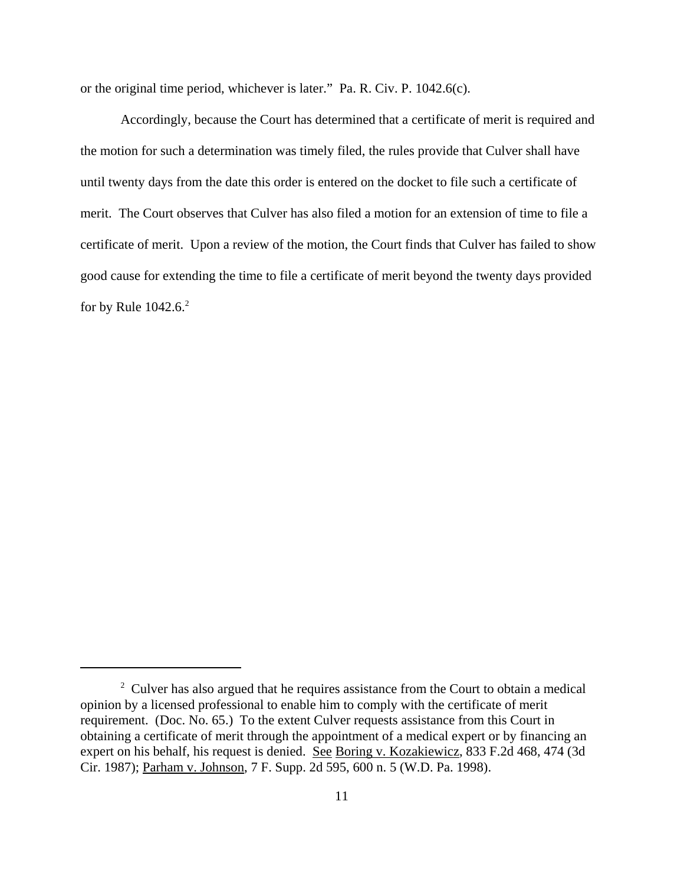or the original time period, whichever is later." Pa. R. Civ. P. 1042.6(c).

Accordingly, because the Court has determined that a certificate of merit is required and the motion for such a determination was timely filed, the rules provide that Culver shall have until twenty days from the date this order is entered on the docket to file such a certificate of merit. The Court observes that Culver has also filed a motion for an extension of time to file a certificate of merit. Upon a review of the motion, the Court finds that Culver has failed to show good cause for extending the time to file a certificate of merit beyond the twenty days provided for by Rule 1042.6.[2]

---

[2] Culver has also argued that he requires assistance from the Court to obtain a medical opinion by a licensed professional to enable him to comply with the certificate of merit requirement. (Doc. No. 65.) To the extent Culver requests assistance from this Court in obtaining a certificate of merit through the appointment of a medical expert or by financing an expert on his behalf, his request is denied. See Boring v. Kozakiewicz, 833 F.2d 468, 474 (3d Cir. 1987); Parham v. Johnson, 7 F. Supp. 2d 595, 600 n. 5 (W.D. Pa. 1998).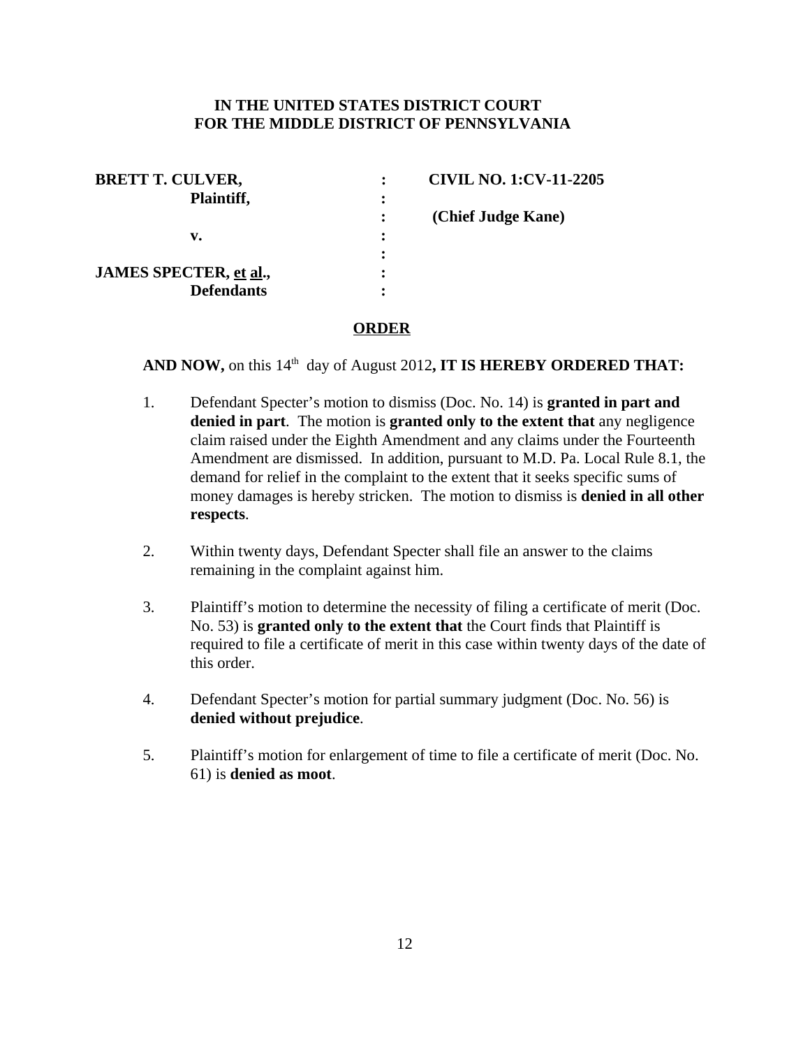**IN THE UNITED STATES DISTRICT COURT**
**FOR THE MIDDLE DISTRICT OF PENNSYLVANIA**

| | | |
|---|---|---|
| **BRETT T. CULVER,** | : | **CIVIL NO. 1:CV-11-2205** |
| **Plaintiff,** | : | |
| | : | **(Chief Judge Kane)** |
| **v.** | : | |
| | : | |
| **JAMES SPECTER, et al.,** | : | |
| **Defendants** | : | |

## ORDER

**AND NOW,** on this 14th day of August 2012**, IT IS HEREBY ORDERED THAT:**

1. Defendant Specter's motion to dismiss (Doc. No. 14) is **granted in part and denied in part**. The motion is **granted only to the extent that** any negligence claim raised under the Eighth Amendment and any claims under the Fourteenth Amendment are dismissed. In addition, pursuant to M.D. Pa. Local Rule 8.1, the demand for relief in the complaint to the extent that it seeks specific sums of money damages is hereby stricken. The motion to dismiss is **denied in all other respects**.

2. Within twenty days, Defendant Specter shall file an answer to the claims remaining in the complaint against him.

3. Plaintiff's motion to determine the necessity of filing a certificate of merit (Doc. No. 53) is **granted only to the extent that** the Court finds that Plaintiff is required to file a certificate of merit in this case within twenty days of the date of this order.

4. Defendant Specter's motion for partial summary judgment (Doc. No. 56) is **denied without prejudice**.

5. Plaintiff's motion for enlargement of time to file a certificate of merit (Doc. No. 61) is **denied as moot**.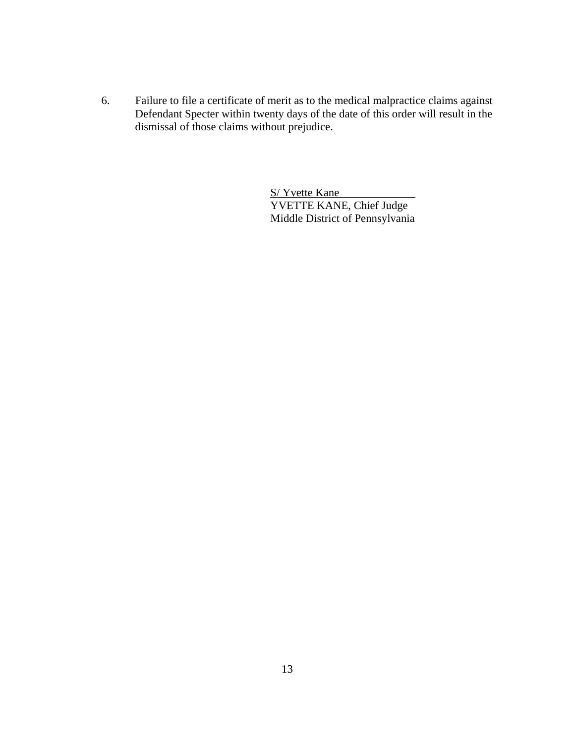6. Failure to file a certificate of merit as to the medical malpractice claims against Defendant Specter within twenty days of the date of this order will result in the dismissal of those claims without prejudice.

S/ Yvette Kane
YVETTE KANE, Chief Judge
Middle District of Pennsylvania